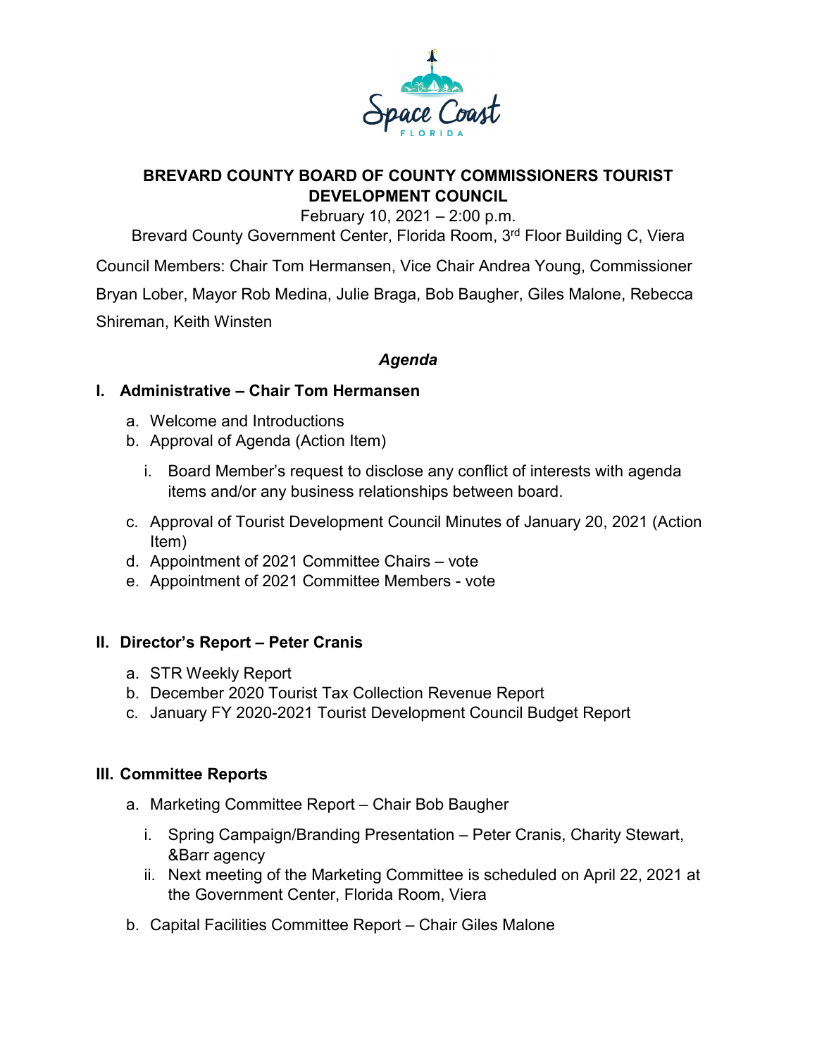# BREVARD COUNTY BOARD OF COUNTY COMMISSIONERS TOURIST DEVELOPMENT COUNCIL

February 10, 2021 – 2:00 p.m.

Brevard County Government Center, Florida Room, 3rd Floor Building C, Viera

Council Members: Chair Tom Hermansen, Vice Chair Andrea Young, Commissioner Bryan Lober, Mayor Rob Medina, Julie Braga, Bob Baugher, Giles Malone, Rebecca Shireman, Keith Winsten

## *Agenda*

### I. Administrative – Chair Tom Hermansen

a. Welcome and Introductions

b. Approval of Agenda (Action Item)

   i. Board Member's request to disclose any conflict of interests with agenda items and/or any business relationships between board.

c. Approval of Tourist Development Council Minutes of January 20, 2021 (Action Item)

d. Appointment of 2021 Committee Chairs – vote

e. Appointment of 2021 Committee Members - vote

### II. Director's Report – Peter Cranis

a. STR Weekly Report

b. December 2020 Tourist Tax Collection Revenue Report

c. January FY 2020-2021 Tourist Development Council Budget Report

### III. Committee Reports

a. Marketing Committee Report – Chair Bob Baugher

   i. Spring Campaign/Branding Presentation – Peter Cranis, Charity Stewart, &Barr agency

   ii. Next meeting of the Marketing Committee is scheduled on April 22, 2021 at the Government Center, Florida Room, Viera

b. Capital Facilities Committee Report – Chair Giles Malone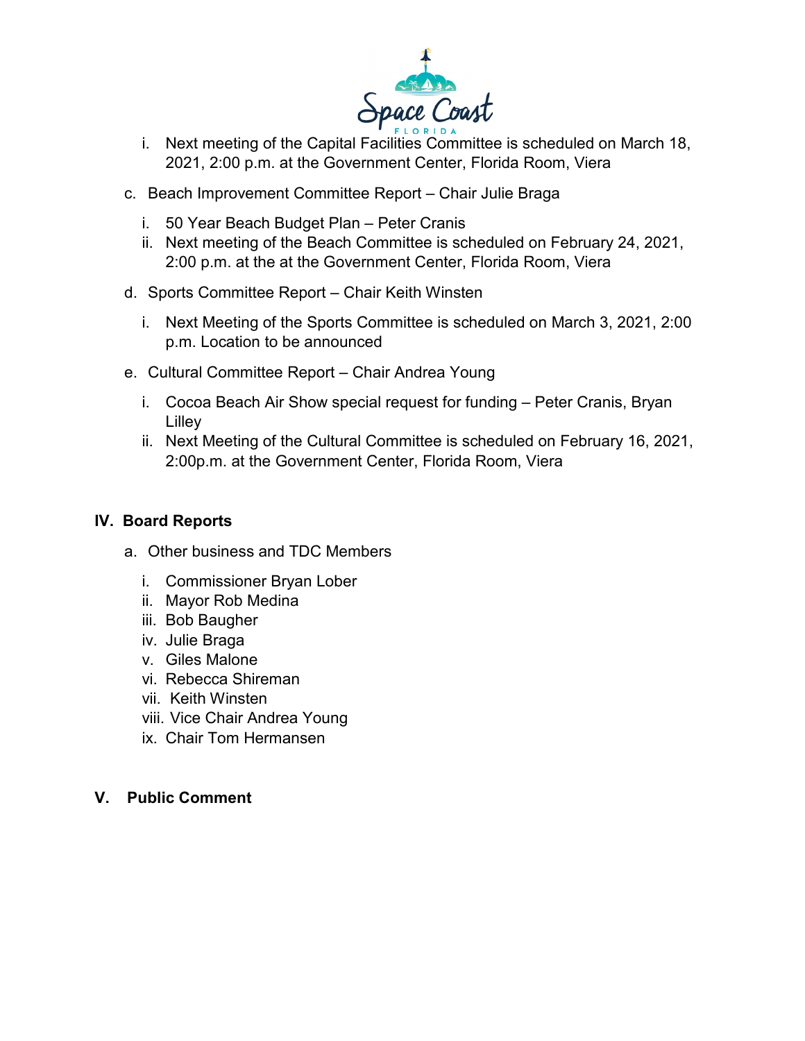i. Next meeting of the Capital Facilities Committee is scheduled on March 18, 2021, 2:00 p.m. at the Government Center, Florida Room, Viera

c. Beach Improvement Committee Report – Chair Julie Braga

   i. 50 Year Beach Budget Plan – Peter Cranis
   ii. Next meeting of the Beach Committee is scheduled on February 24, 2021, 2:00 p.m. at the at the Government Center, Florida Room, Viera

d. Sports Committee Report – Chair Keith Winsten

   i. Next Meeting of the Sports Committee is scheduled on March 3, 2021, 2:00 p.m. Location to be announced

e. Cultural Committee Report – Chair Andrea Young

   i. Cocoa Beach Air Show special request for funding – Peter Cranis, Bryan Lilley
   ii. Next Meeting of the Cultural Committee is scheduled on February 16, 2021, 2:00p.m. at the Government Center, Florida Room, Viera

## IV. Board Reports

a. Other business and TDC Members

   i. Commissioner Bryan Lober
   ii. Mayor Rob Medina
   iii. Bob Baugher
   iv. Julie Braga
   v. Giles Malone
   vi. Rebecca Shireman
   vii. Keith Winsten
   viii. Vice Chair Andrea Young
   ix. Chair Tom Hermansen

## V. Public Comment